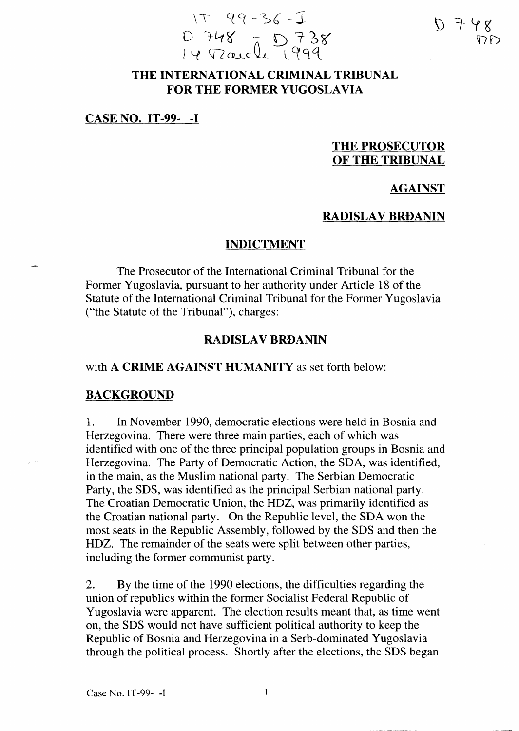IT-99-36-I
D 748 - D 738
14 March 1999

D 748
MD

# THE INTERNATIONAL CRIMINAL TRIBUNAL FOR THE FORMER YUGOSLAVIA

**CASE NO. IT-99- -I**

**THE PROSECUTOR OF THE TRIBUNAL**

**AGAINST**

**RADISLAV BRĐANIN**

## INDICTMENT

The Prosecutor of the International Criminal Tribunal for the Former Yugoslavia, pursuant to her authority under Article 18 of the Statute of the International Criminal Tribunal for the Former Yugoslavia ("the Statute of the Tribunal"), charges:

**RADISLAV BRĐANIN**

with **A CRIME AGAINST HUMANITY** as set forth below:

## BACKGROUND

1. In November 1990, democratic elections were held in Bosnia and Herzegovina. There were three main parties, each of which was identified with one of the three principal population groups in Bosnia and Herzegovina. The Party of Democratic Action, the SDA, was identified, in the main, as the Muslim national party. The Serbian Democratic Party, the SDS, was identified as the principal Serbian national party. The Croatian Democratic Union, the HDZ, was primarily identified as the Croatian national party. On the Republic level, the SDA won the most seats in the Republic Assembly, followed by the SDS and then the HDZ. The remainder of the seats were split between other parties, including the former communist party.

2. By the time of the 1990 elections, the difficulties regarding the union of republics within the former Socialist Federal Republic of Yugoslavia were apparent. The election results meant that, as time went on, the SDS would not have sufficient political authority to keep the Republic of Bosnia and Herzegovina in a Serb-dominated Yugoslavia through the political process. Shortly after the elections, the SDS began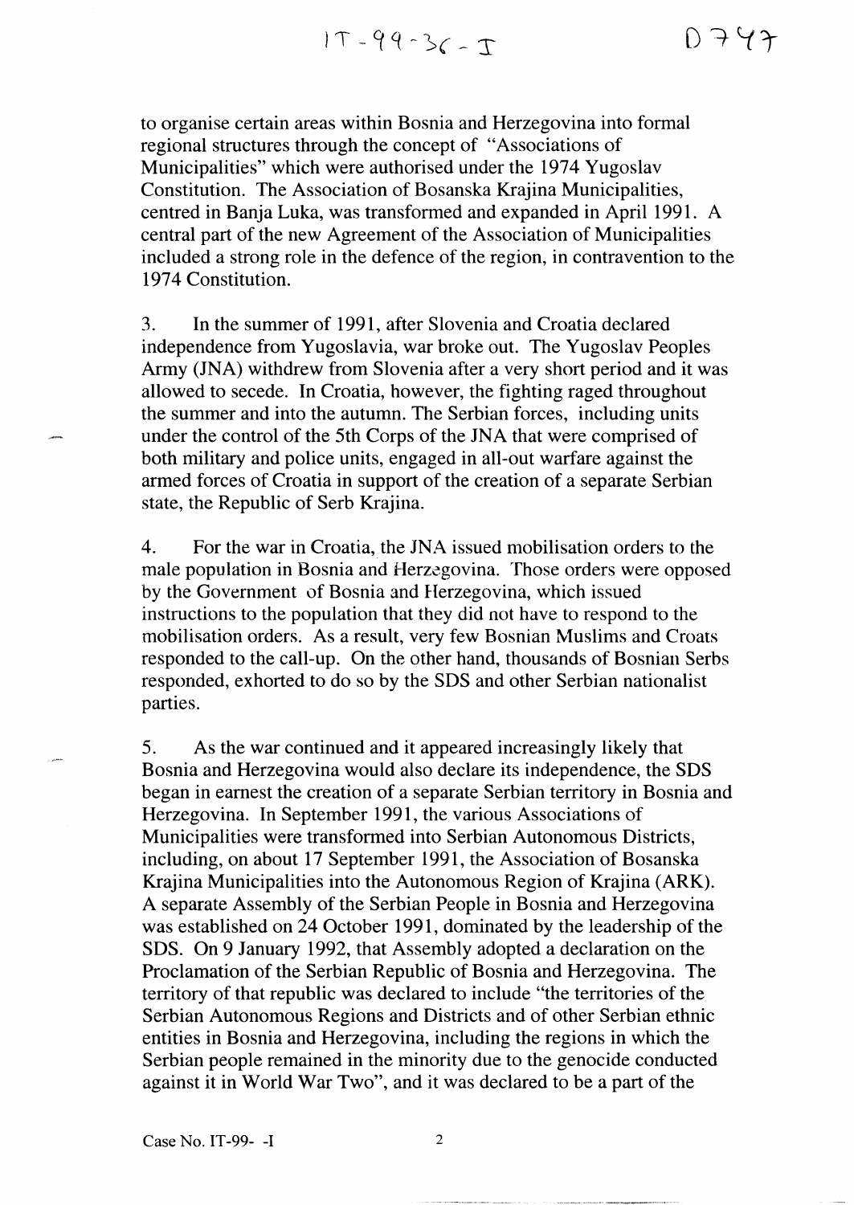to organise certain areas within Bosnia and Herzegovina into formal regional structures through the concept of "Associations of Municipalities" which were authorised under the 1974 Yugoslav Constitution. The Association of Bosanska Krajina Municipalities, centred in Banja Luka, was transformed and expanded in April 1991. A central part of the new Agreement of the Association of Municipalities included a strong role in the defence of the region, in contravention to the 1974 Constitution.

3. In the summer of 1991, after Slovenia and Croatia declared independence from Yugoslavia, war broke out. The Yugoslav Peoples Army (JNA) withdrew from Slovenia after a very short period and it was allowed to secede. In Croatia, however, the fighting raged throughout the summer and into the autumn. The Serbian forces, including units under the control of the 5th Corps of the JNA that were comprised of both military and police units, engaged in all-out warfare against the armed forces of Croatia in support of the creation of a separate Serbian state, the Republic of Serb Krajina.

4. For the war in Croatia, the JNA issued mobilisation orders to the male population in Bosnia and Herzegovina. Those orders were opposed by the Government of Bosnia and Herzegovina, which issued instructions to the population that they did not have to respond to the mobilisation orders. As a result, very few Bosnian Muslims and Croats responded to the call-up. On the other hand, thousands of Bosnian Serbs responded, exhorted to do so by the SDS and other Serbian nationalist parties.

5. As the war continued and it appeared increasingly likely that Bosnia and Herzegovina would also declare its independence, the SDS began in earnest the creation of a separate Serbian territory in Bosnia and Herzegovina. In September 1991, the various Associations of Municipalities were transformed into Serbian Autonomous Districts, including, on about 17 September 1991, the Association of Bosanska Krajina Municipalities into the Autonomous Region of Krajina (ARK). A separate Assembly of the Serbian People in Bosnia and Herzegovina was established on 24 October 1991, dominated by the leadership of the SDS. On 9 January 1992, that Assembly adopted a declaration on the Proclamation of the Serbian Republic of Bosnia and Herzegovina. The territory of that republic was declared to include "the territories of the Serbian Autonomous Regions and Districts and of other Serbian ethnic entities in Bosnia and Herzegovina, including the regions in which the Serbian people remained in the minority due to the genocide conducted against it in World War Two", and it was declared to be a part of the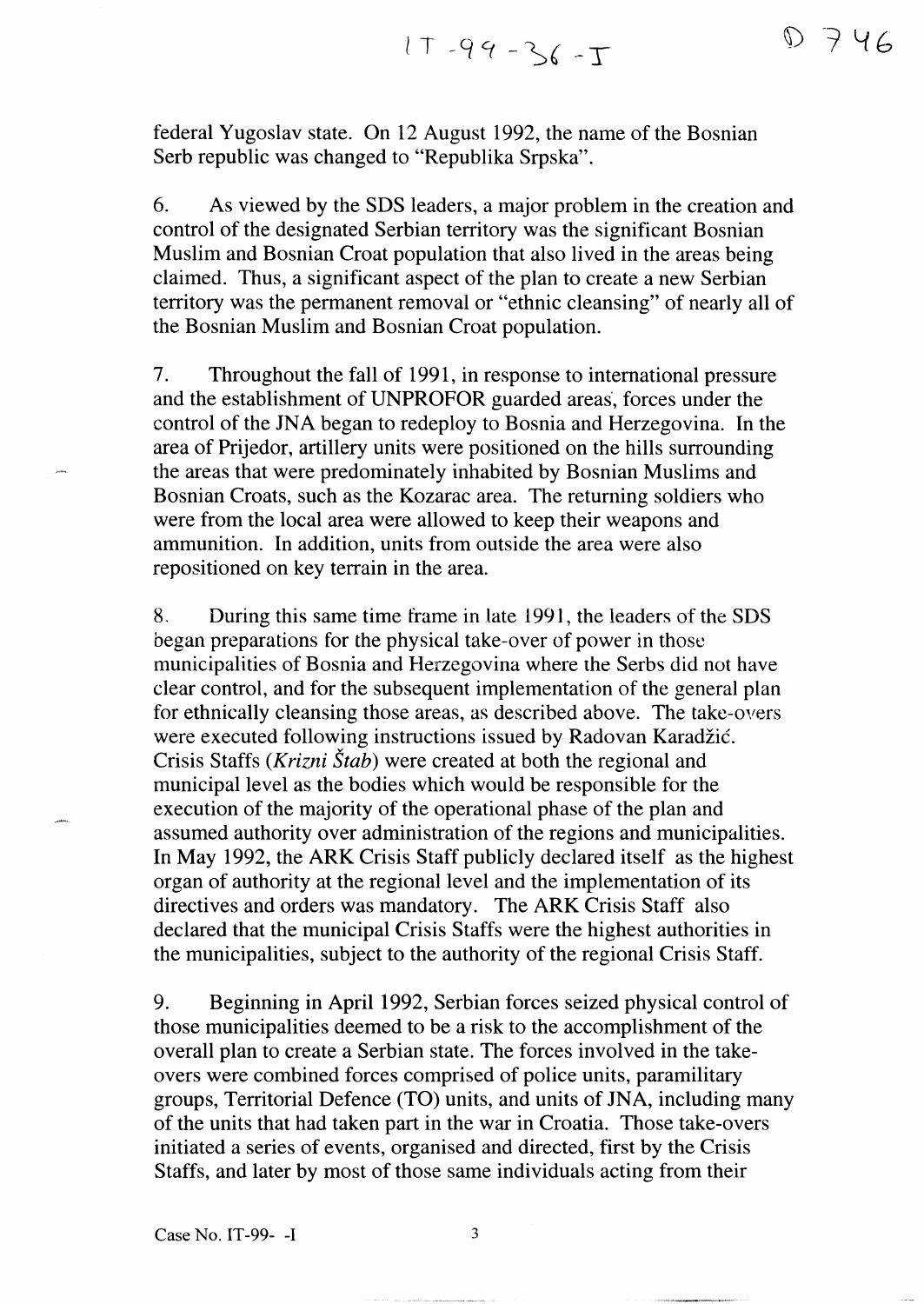federal Yugoslav state. On 12 August 1992, the name of the Bosnian Serb republic was changed to "Republika Srpska".

6. As viewed by the SDS leaders, a major problem in the creation and control of the designated Serbian territory was the significant Bosnian Muslim and Bosnian Croat population that also lived in the areas being claimed. Thus, a significant aspect of the plan to create a new Serbian territory was the permanent removal or "ethnic cleansing" of nearly all of the Bosnian Muslim and Bosnian Croat population.

7. Throughout the fall of 1991, in response to international pressure and the establishment of UNPROFOR guarded areas, forces under the control of the JNA began to redeploy to Bosnia and Herzegovina. In the area of Prijedor, artillery units were positioned on the hills surrounding the areas that were predominately inhabited by Bosnian Muslims and Bosnian Croats, such as the Kozarac area. The returning soldiers who were from the local area were allowed to keep their weapons and ammunition. In addition, units from outside the area were also repositioned on key terrain in the area.

8. During this same time frame in late 1991, the leaders of the SDS began preparations for the physical take-over of power in those municipalities of Bosnia and Herzegovina where the Serbs did not have clear control, and for the subsequent implementation of the general plan for ethnically cleansing those areas, as described above. The take-overs were executed following instructions issued by Radovan Karadžić. Crisis Staffs (*Krizni Štab*) were created at both the regional and municipal level as the bodies which would be responsible for the execution of the majority of the operational phase of the plan and assumed authority over administration of the regions and municipalities. In May 1992, the ARK Crisis Staff publicly declared itself as the highest organ of authority at the regional level and the implementation of its directives and orders was mandatory. The ARK Crisis Staff also declared that the municipal Crisis Staffs were the highest authorities in the municipalities, subject to the authority of the regional Crisis Staff.

9. Beginning in April 1992, Serbian forces seized physical control of those municipalities deemed to be a risk to the accomplishment of the overall plan to create a Serbian state. The forces involved in the take-overs were combined forces comprised of police units, paramilitary groups, Territorial Defence (TO) units, and units of JNA, including many of the units that had taken part in the war in Croatia. Those take-overs initiated a series of events, organised and directed, first by the Crisis Staffs, and later by most of those same individuals acting from their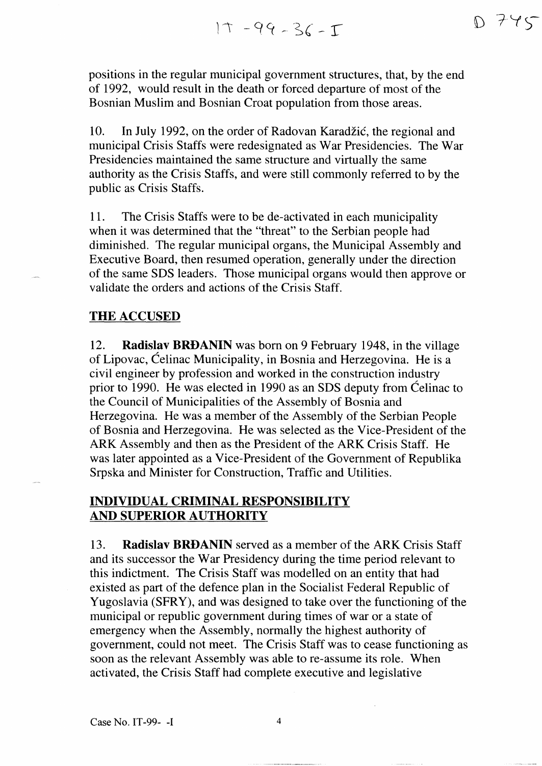positions in the regular municipal government structures, that, by the end of 1992, would result in the death or forced departure of most of the Bosnian Muslim and Bosnian Croat population from those areas.

10. In July 1992, on the order of Radovan Karadžić, the regional and municipal Crisis Staffs were redesignated as War Presidencies. The War Presidencies maintained the same structure and virtually the same authority as the Crisis Staffs, and were still commonly referred to by the public as Crisis Staffs.

11. The Crisis Staffs were to be de-activated in each municipality when it was determined that the "threat" to the Serbian people had diminished. The regular municipal organs, the Municipal Assembly and Executive Board, then resumed operation, generally under the direction of the same SDS leaders. Those municipal organs would then approve or validate the orders and actions of the Crisis Staff.

## THE ACCUSED

12. **Radislav BRĐANIN** was born on 9 February 1948, in the village of Lipovac, Ćelinac Municipality, in Bosnia and Herzegovina. He is a civil engineer by profession and worked in the construction industry prior to 1990. He was elected in 1990 as an SDS deputy from Ćelinac to the Council of Municipalities of the Assembly of Bosnia and Herzegovina. He was a member of the Assembly of the Serbian People of Bosnia and Herzegovina. He was selected as the Vice-President of the ARK Assembly and then as the President of the ARK Crisis Staff. He was later appointed as a Vice-President of the Government of Republika Srpska and Minister for Construction, Traffic and Utilities.

## INDIVIDUAL CRIMINAL RESPONSIBILITY AND SUPERIOR AUTHORITY

13. **Radislav BRĐANIN** served as a member of the ARK Crisis Staff and its successor the War Presidency during the time period relevant to this indictment. The Crisis Staff was modelled on an entity that had existed as part of the defence plan in the Socialist Federal Republic of Yugoslavia (SFRY), and was designed to take over the functioning of the municipal or republic government during times of war or a state of emergency when the Assembly, normally the highest authority of government, could not meet. The Crisis Staff was to cease functioning as soon as the relevant Assembly was able to re-assume its role. When activated, the Crisis Staff had complete executive and legislative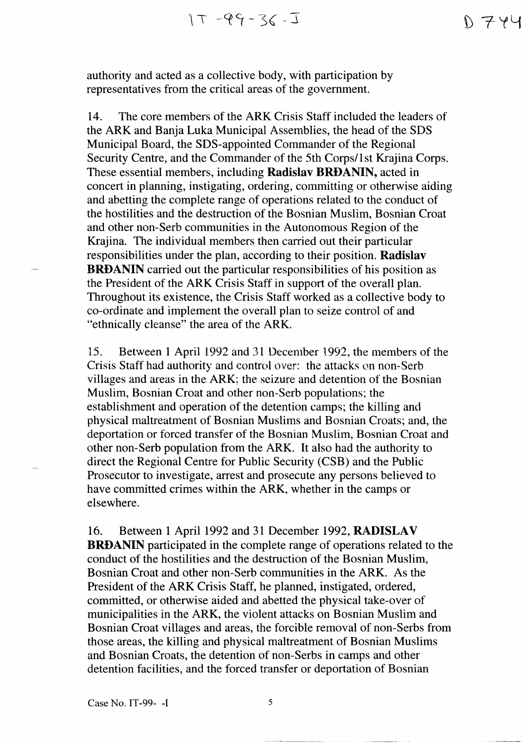authority and acted as a collective body, with participation by representatives from the critical areas of the government.

14. The core members of the ARK Crisis Staff included the leaders of the ARK and Banja Luka Municipal Assemblies, the head of the SDS Municipal Board, the SDS-appointed Commander of the Regional Security Centre, and the Commander of the 5th Corps/1st Krajina Corps. These essential members, including **Radislav BRĐANIN,** acted in concert in planning, instigating, ordering, committing or otherwise aiding and abetting the complete range of operations related to the conduct of the hostilities and the destruction of the Bosnian Muslim, Bosnian Croat and other non-Serb communities in the Autonomous Region of the Krajina. The individual members then carried out their particular responsibilities under the plan, according to their position. **Radislav BRĐANIN** carried out the particular responsibilities of his position as the President of the ARK Crisis Staff in support of the overall plan. Throughout its existence, the Crisis Staff worked as a collective body to co-ordinate and implement the overall plan to seize control of and "ethnically cleanse" the area of the ARK.

15. Between 1 April 1992 and 31 December 1992, the members of the Crisis Staff had authority and control over: the attacks on non-Serb villages and areas in the ARK; the seizure and detention of the Bosnian Muslim, Bosnian Croat and other non-Serb populations; the establishment and operation of the detention camps; the killing and physical maltreatment of Bosnian Muslims and Bosnian Croats; and, the deportation or forced transfer of the Bosnian Muslim, Bosnian Croat and other non-Serb population from the ARK. It also had the authority to direct the Regional Centre for Public Security (CSB) and the Public Prosecutor to investigate, arrest and prosecute any persons believed to have committed crimes within the ARK, whether in the camps or elsewhere.

16. Between 1 April 1992 and 31 December 1992, **RADISLAV BRĐANIN** participated in the complete range of operations related to the conduct of the hostilities and the destruction of the Bosnian Muslim, Bosnian Croat and other non-Serb communities in the ARK. As the President of the ARK Crisis Staff, he planned, instigated, ordered, committed, or otherwise aided and abetted the physical take-over of municipalities in the ARK, the violent attacks on Bosnian Muslim and Bosnian Croat villages and areas, the forcible removal of non-Serbs from those areas, the killing and physical maltreatment of Bosnian Muslims and Bosnian Croats, the detention of non-Serbs in camps and other detention facilities, and the forced transfer or deportation of Bosnian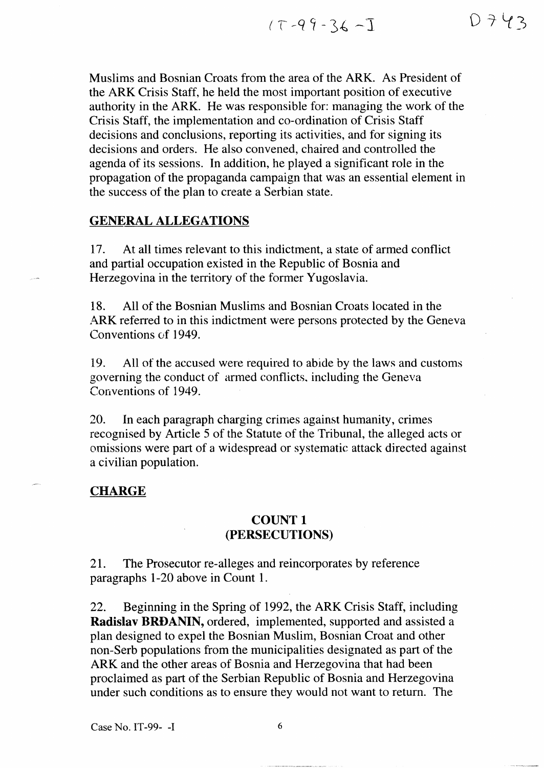Muslims and Bosnian Croats from the area of the ARK. As President of the ARK Crisis Staff, he held the most important position of executive authority in the ARK. He was responsible for: managing the work of the Crisis Staff, the implementation and co-ordination of Crisis Staff decisions and conclusions, reporting its activities, and for signing its decisions and orders. He also convened, chaired and controlled the agenda of its sessions. In addition, he played a significant role in the propagation of the propaganda campaign that was an essential element in the success of the plan to create a Serbian state.

## GENERAL ALLEGATIONS

17. At all times relevant to this indictment, a state of armed conflict and partial occupation existed in the Republic of Bosnia and Herzegovina in the territory of the former Yugoslavia.

18. All of the Bosnian Muslims and Bosnian Croats located in the ARK referred to in this indictment were persons protected by the Geneva Conventions of 1949.

19. All of the accused were required to abide by the laws and customs governing the conduct of armed conflicts, including the Geneva Conventions of 1949.

20. In each paragraph charging crimes against humanity, crimes recognised by Article 5 of the Statute of the Tribunal, the alleged acts or omissions were part of a widespread or systematic attack directed against a civilian population.

## CHARGE

### COUNT 1
### (PERSECUTIONS)

21. The Prosecutor re-alleges and reincorporates by reference paragraphs 1-20 above in Count 1.

22. Beginning in the Spring of 1992, the ARK Crisis Staff, including **Radislav BRĐANIN,** ordered, implemented, supported and assisted a plan designed to expel the Bosnian Muslim, Bosnian Croat and other non-Serb populations from the municipalities designated as part of the ARK and the other areas of Bosnia and Herzegovina that had been proclaimed as part of the Serbian Republic of Bosnia and Herzegovina under such conditions as to ensure they would not want to return. The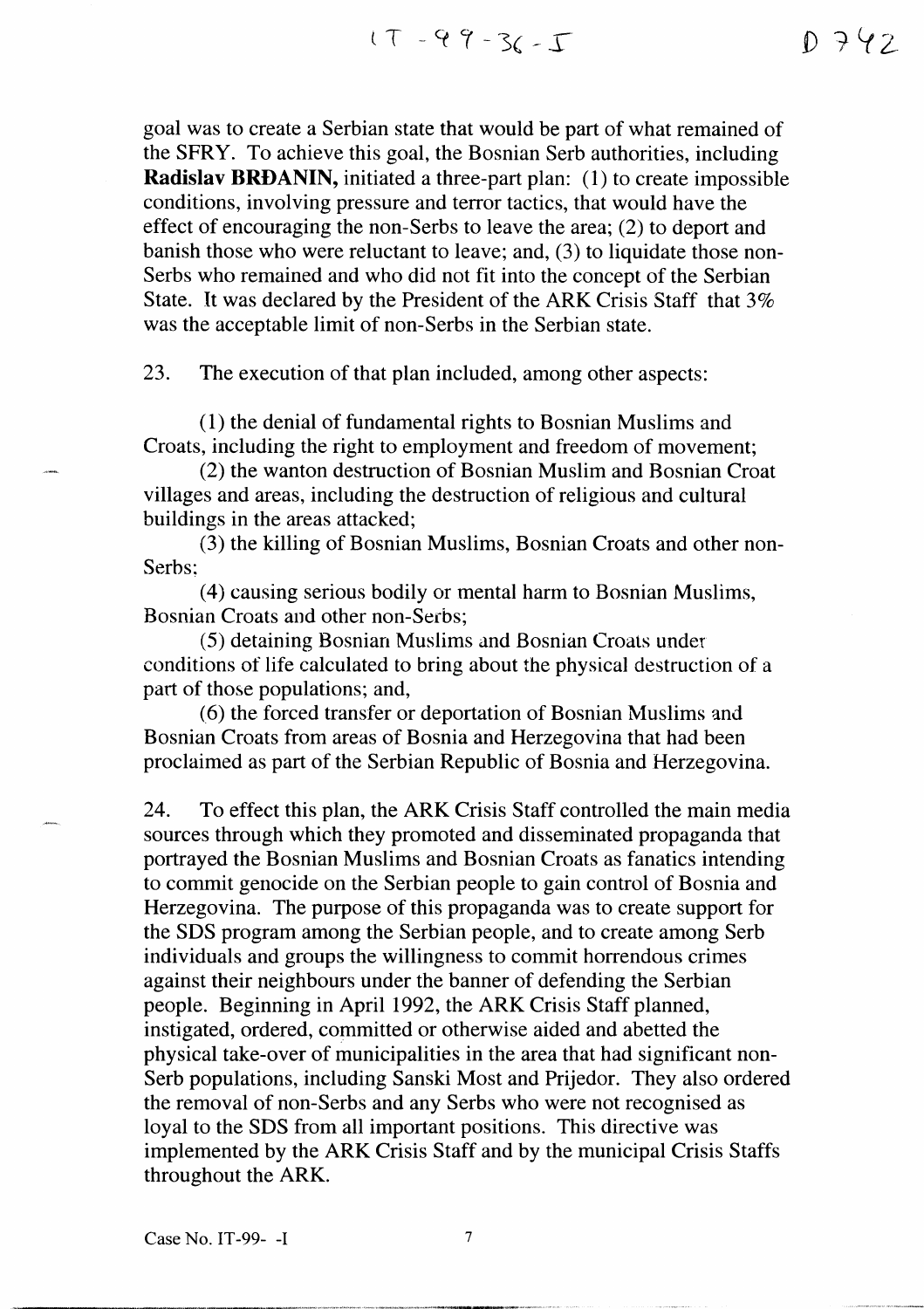goal was to create a Serbian state that would be part of what remained of the SFRY. To achieve this goal, the Bosnian Serb authorities, including **Radislav BRĐANIN,** initiated a three-part plan: (1) to create impossible conditions, involving pressure and terror tactics, that would have the effect of encouraging the non-Serbs to leave the area; (2) to deport and banish those who were reluctant to leave; and, (3) to liquidate those non-Serbs who remained and who did not fit into the concept of the Serbian State. It was declared by the President of the ARK Crisis Staff that 3% was the acceptable limit of non-Serbs in the Serbian state.

23. The execution of that plan included, among other aspects:

(1) the denial of fundamental rights to Bosnian Muslims and Croats, including the right to employment and freedom of movement;

(2) the wanton destruction of Bosnian Muslim and Bosnian Croat villages and areas, including the destruction of religious and cultural buildings in the areas attacked;

(3) the killing of Bosnian Muslims, Bosnian Croats and other non-Serbs;

(4) causing serious bodily or mental harm to Bosnian Muslims, Bosnian Croats and other non-Serbs;

(5) detaining Bosnian Muslims and Bosnian Croats under conditions of life calculated to bring about the physical destruction of a part of those populations; and,

(6) the forced transfer or deportation of Bosnian Muslims and Bosnian Croats from areas of Bosnia and Herzegovina that had been proclaimed as part of the Serbian Republic of Bosnia and Herzegovina.

24. To effect this plan, the ARK Crisis Staff controlled the main media sources through which they promoted and disseminated propaganda that portrayed the Bosnian Muslims and Bosnian Croats as fanatics intending to commit genocide on the Serbian people to gain control of Bosnia and Herzegovina. The purpose of this propaganda was to create support for the SDS program among the Serbian people, and to create among Serb individuals and groups the willingness to commit horrendous crimes against their neighbours under the banner of defending the Serbian people. Beginning in April 1992, the ARK Crisis Staff planned, instigated, ordered, committed or otherwise aided and abetted the physical take-over of municipalities in the area that had significant non-Serb populations, including Sanski Most and Prijedor. They also ordered the removal of non-Serbs and any Serbs who were not recognised as loyal to the SDS from all important positions. This directive was implemented by the ARK Crisis Staff and by the municipal Crisis Staffs throughout the ARK.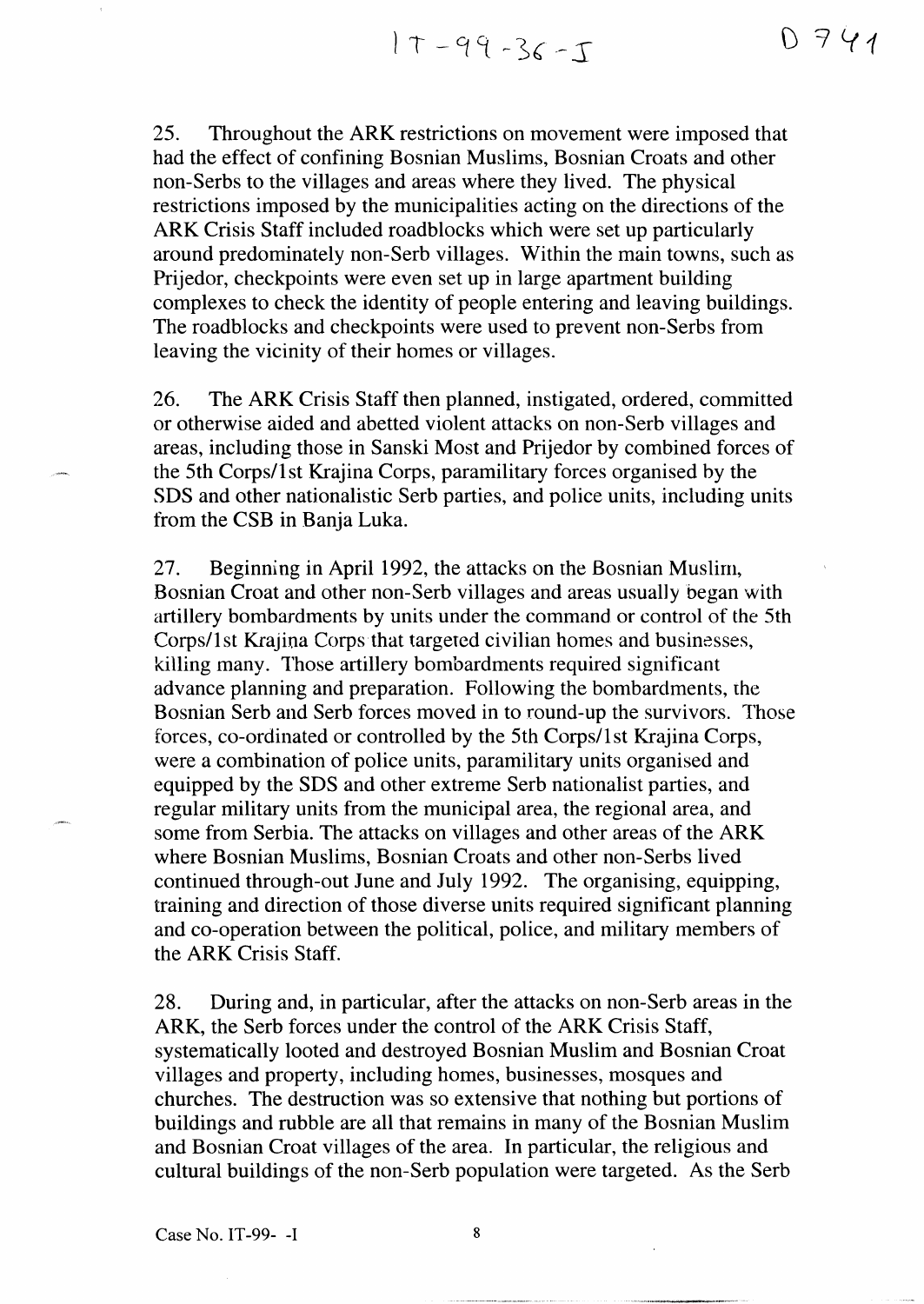25. Throughout the ARK restrictions on movement were imposed that had the effect of confining Bosnian Muslims, Bosnian Croats and other non-Serbs to the villages and areas where they lived. The physical restrictions imposed by the municipalities acting on the directions of the ARK Crisis Staff included roadblocks which were set up particularly around predominately non-Serb villages. Within the main towns, such as Prijedor, checkpoints were even set up in large apartment building complexes to check the identity of people entering and leaving buildings. The roadblocks and checkpoints were used to prevent non-Serbs from leaving the vicinity of their homes or villages.

26. The ARK Crisis Staff then planned, instigated, ordered, committed or otherwise aided and abetted violent attacks on non-Serb villages and areas, including those in Sanski Most and Prijedor by combined forces of the 5th Corps/1st Krajina Corps, paramilitary forces organised by the SDS and other nationalistic Serb parties, and police units, including units from the CSB in Banja Luka.

27. Beginning in April 1992, the attacks on the Bosnian Muslim, Bosnian Croat and other non-Serb villages and areas usually began with artillery bombardments by units under the command or control of the 5th Corps/1st Krajina Corps that targeted civilian homes and businesses, killing many. Those artillery bombardments required significant advance planning and preparation. Following the bombardments, the Bosnian Serb and Serb forces moved in to round-up the survivors. Those forces, co-ordinated or controlled by the 5th Corps/1st Krajina Corps, were a combination of police units, paramilitary units organised and equipped by the SDS and other extreme Serb nationalist parties, and regular military units from the municipal area, the regional area, and some from Serbia. The attacks on villages and other areas of the ARK where Bosnian Muslims, Bosnian Croats and other non-Serbs lived continued through-out June and July 1992. The organising, equipping, training and direction of those diverse units required significant planning and co-operation between the political, police, and military members of the ARK Crisis Staff.

28. During and, in particular, after the attacks on non-Serb areas in the ARK, the Serb forces under the control of the ARK Crisis Staff, systematically looted and destroyed Bosnian Muslim and Bosnian Croat villages and property, including homes, businesses, mosques and churches. The destruction was so extensive that nothing but portions of buildings and rubble are all that remains in many of the Bosnian Muslim and Bosnian Croat villages of the area. In particular, the religious and cultural buildings of the non-Serb population were targeted. As the Serb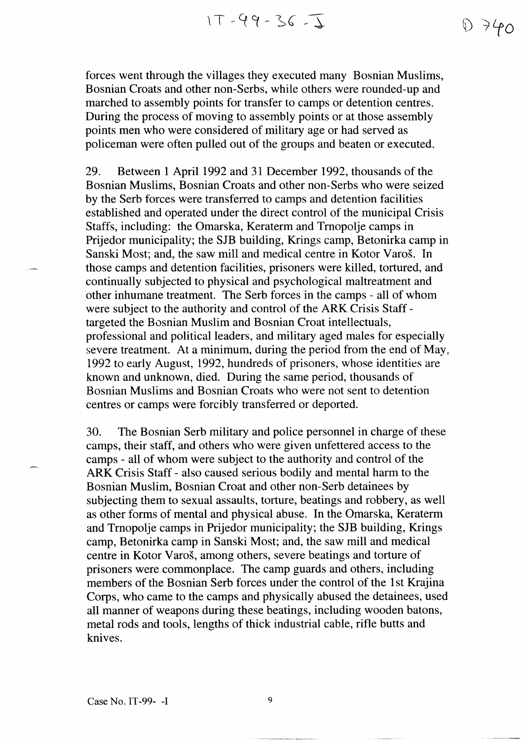forces went through the villages they executed many Bosnian Muslims, Bosnian Croats and other non-Serbs, while others were rounded-up and marched to assembly points for transfer to camps or detention centres. During the process of moving to assembly points or at those assembly points men who were considered of military age or had served as policeman were often pulled out of the groups and beaten or executed.

29. Between 1 April 1992 and 31 December 1992, thousands of the Bosnian Muslims, Bosnian Croats and other non-Serbs who were seized by the Serb forces were transferred to camps and detention facilities established and operated under the direct control of the municipal Crisis Staffs, including: the Omarska, Keraterm and Trnopolje camps in Prijedor municipality; the SJB building, Krings camp, Betonirka camp in Sanski Most; and, the saw mill and medical centre in Kotor Varoš. In those camps and detention facilities, prisoners were killed, tortured, and continually subjected to physical and psychological maltreatment and other inhumane treatment. The Serb forces in the camps - all of whom were subject to the authority and control of the ARK Crisis Staff - targeted the Bosnian Muslim and Bosnian Croat intellectuals, professional and political leaders, and military aged males for especially severe treatment. At a minimum, during the period from the end of May, 1992 to early August, 1992, hundreds of prisoners, whose identities are known and unknown, died. During the same period, thousands of Bosnian Muslims and Bosnian Croats who were not sent to detention centres or camps were forcibly transferred or deported.

30. The Bosnian Serb military and police personnel in charge of these camps, their staff, and others who were given unfettered access to the camps - all of whom were subject to the authority and control of the ARK Crisis Staff - also caused serious bodily and mental harm to the Bosnian Muslim, Bosnian Croat and other non-Serb detainees by subjecting them to sexual assaults, torture, beatings and robbery, as well as other forms of mental and physical abuse. In the Omarska, Keraterm and Trnopolje camps in Prijedor municipality; the SJB building, Krings camp, Betonirka camp in Sanski Most; and, the saw mill and medical centre in Kotor Varoš, among others, severe beatings and torture of prisoners were commonplace. The camp guards and others, including members of the Bosnian Serb forces under the control of the 1st Krajina Corps, who came to the camps and physically abused the detainees, used all manner of weapons during these beatings, including wooden batons, metal rods and tools, lengths of thick industrial cable, rifle butts and knives.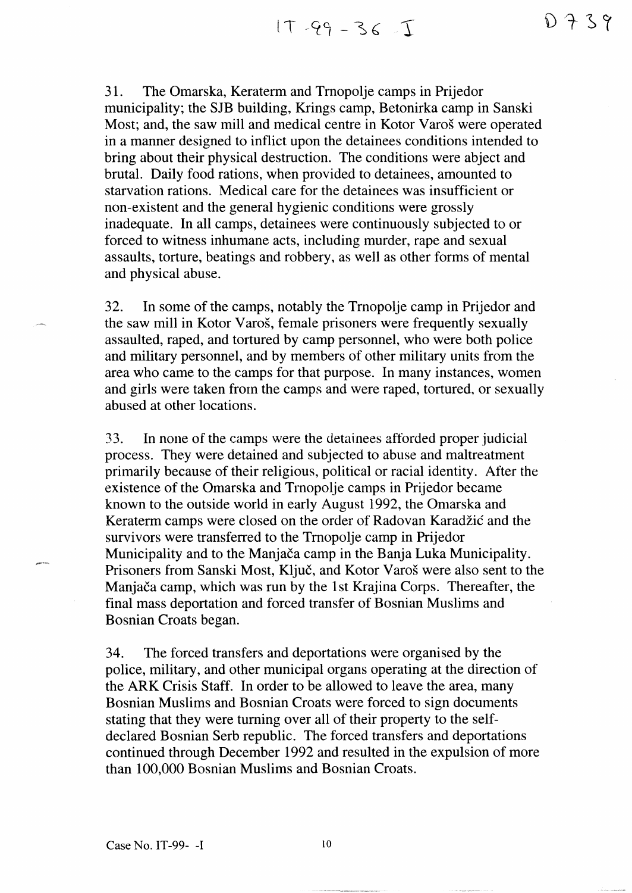31. The Omarska, Keraterm and Trnopolje camps in Prijedor municipality; the SJB building, Krings camp, Betonirka camp in Sanski Most; and, the saw mill and medical centre in Kotor Varoš were operated in a manner designed to inflict upon the detainees conditions intended to bring about their physical destruction. The conditions were abject and brutal. Daily food rations, when provided to detainees, amounted to starvation rations. Medical care for the detainees was insufficient or non-existent and the general hygienic conditions were grossly inadequate. In all camps, detainees were continuously subjected to or forced to witness inhumane acts, including murder, rape and sexual assaults, torture, beatings and robbery, as well as other forms of mental and physical abuse.

32. In some of the camps, notably the Trnopolje camp in Prijedor and the saw mill in Kotor Varoš, female prisoners were frequently sexually assaulted, raped, and tortured by camp personnel, who were both police and military personnel, and by members of other military units from the area who came to the camps for that purpose. In many instances, women and girls were taken from the camps and were raped, tortured, or sexually abused at other locations.

33. In none of the camps were the detainees afforded proper judicial process. They were detained and subjected to abuse and maltreatment primarily because of their religious, political or racial identity. After the existence of the Omarska and Trnopolje camps in Prijedor became known to the outside world in early August 1992, the Omarska and Keraterm camps were closed on the order of Radovan Karadžić and the survivors were transferred to the Trnopolje camp in Prijedor Municipality and to the Manjača camp in the Banja Luka Municipality. Prisoners from Sanski Most, Ključ, and Kotor Varoš were also sent to the Manjača camp, which was run by the 1st Krajina Corps. Thereafter, the final mass deportation and forced transfer of Bosnian Muslims and Bosnian Croats began.

34. The forced transfers and deportations were organised by the police, military, and other municipal organs operating at the direction of the ARK Crisis Staff. In order to be allowed to leave the area, many Bosnian Muslims and Bosnian Croats were forced to sign documents stating that they were turning over all of their property to the self-declared Bosnian Serb republic. The forced transfers and deportations continued through December 1992 and resulted in the expulsion of more than 100,000 Bosnian Muslims and Bosnian Croats.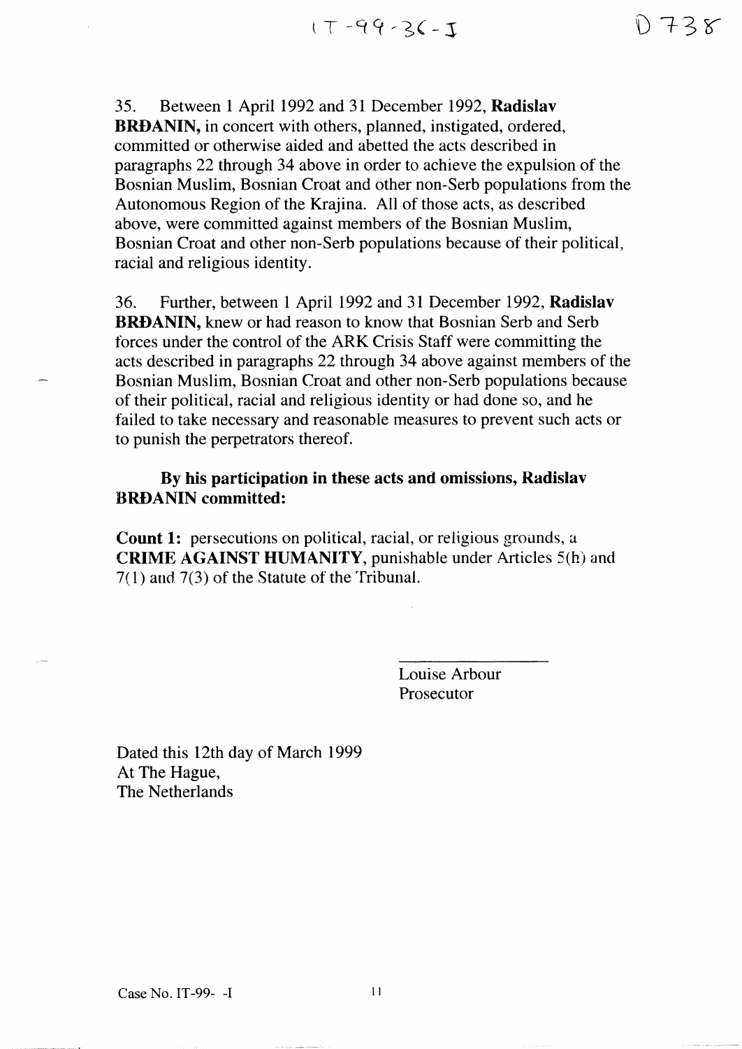35. Between 1 April 1992 and 31 December 1992, **Radislav BRĐANIN,** in concert with others, planned, instigated, ordered, committed or otherwise aided and abetted the acts described in paragraphs 22 through 34 above in order to achieve the expulsion of the Bosnian Muslim, Bosnian Croat and other non-Serb populations from the Autonomous Region of the Krajina. All of those acts, as described above, were committed against members of the Bosnian Muslim, Bosnian Croat and other non-Serb populations because of their political, racial and religious identity.

36. Further, between 1 April 1992 and 31 December 1992, **Radislav BRĐANIN,** knew or had reason to know that Bosnian Serb and Serb forces under the control of the ARK Crisis Staff were committing the acts described in paragraphs 22 through 34 above against members of the Bosnian Muslim, Bosnian Croat and other non-Serb populations because of their political, racial and religious identity or had done so, and he failed to take necessary and reasonable measures to prevent such acts or to punish the perpetrators thereof.

**By his participation in these acts and omissions, Radislav BRĐANIN committed:**

**Count 1:** persecutions on political, racial, or religious grounds, a **CRIME AGAINST HUMANITY**, punishable under Articles 5(h) and 7(1) and 7(3) of the Statute of the Tribunal.

Louise Arbour
Prosecutor

Dated this 12th day of March 1999
At The Hague,
The Netherlands